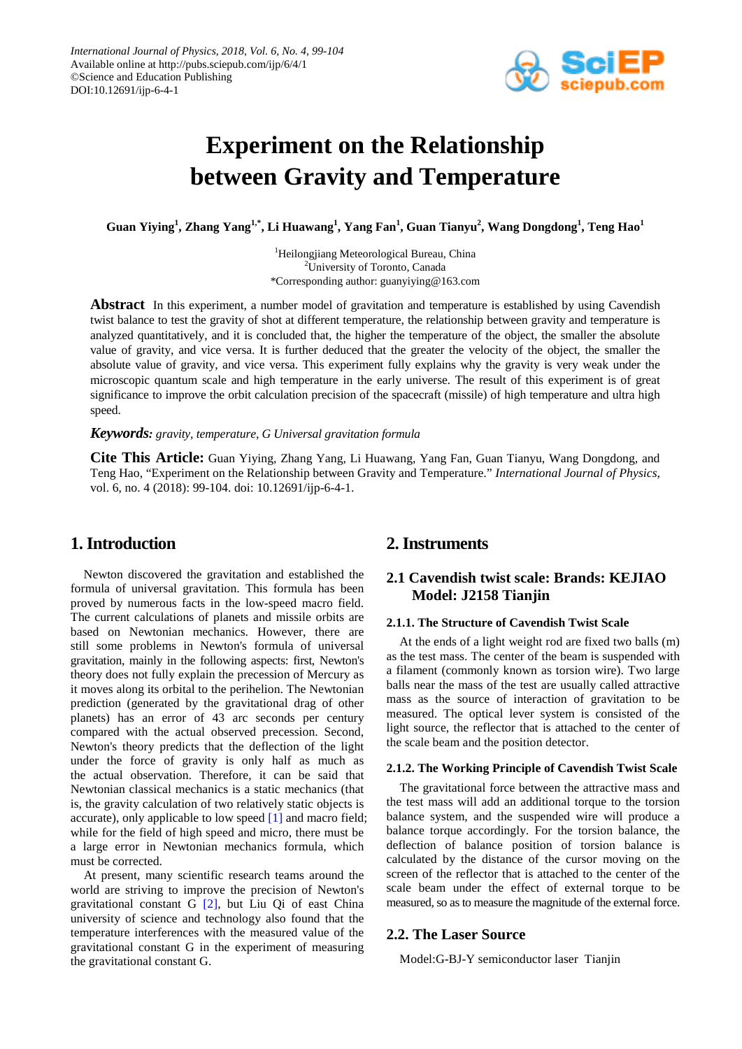# Experiment on the Relationship between Gravity and Temperature

**Guan Yiying[1], Zhang Yang[1,*], Li Huawang[1], Yang Fan[1], Guan Tianyu[2], Wang Dongdong[1], Teng Hao[1]**

[1]Heilongjiang Meteorological Bureau, China
[2]University of Toronto, Canada
*Corresponding author: guanyiying@163.com

**Abstract** In this experiment, a number model of gravitation and temperature is established by using Cavendish twist balance to test the gravity of shot at different temperature, the relationship between gravity and temperature is analyzed quantitatively, and it is concluded that, the higher the temperature of the object, the smaller the absolute value of gravity, and vice versa. It is further deduced that the greater the velocity of the object, the smaller the absolute value of gravity, and vice versa. This experiment fully explains why the gravity is very weak under the microscopic quantum scale and high temperature in the early universe. The result of this experiment is of great significance to improve the orbit calculation precision of the spacecraft (missile) of high temperature and ultra high speed.

***Keywords:*** *gravity, temperature, G Universal gravitation formula*

**Cite This Article:** Guan Yiying, Zhang Yang, Li Huawang, Yang Fan, Guan Tianyu, Wang Dongdong, and Teng Hao, "Experiment on the Relationship between Gravity and Temperature." *International Journal of Physics*, vol. 6, no. 4 (2018): 99-104. doi: 10.12691/ijp-6-4-1.

## 1. Introduction

Newton discovered the gravitation and established the formula of universal gravitation. This formula has been proved by numerous facts in the low-speed macro field. The current calculations of planets and missile orbits are based on Newtonian mechanics. However, there are still some problems in Newton's formula of universal gravitation, mainly in the following aspects: first, Newton's theory does not fully explain the precession of Mercury as it moves along its orbital to the perihelion. The Newtonian prediction (generated by the gravitational drag of other planets) has an error of 43 arc seconds per century compared with the actual observed precession. Second, Newton's theory predicts that the deflection of the light under the force of gravity is only half as much as the actual observation. Therefore, it can be said that Newtonian classical mechanics is a static mechanics (that is, the gravity calculation of two relatively static objects is accurate), only applicable to low speed [1] and macro field; while for the field of high speed and micro, there must be a large error in Newtonian mechanics formula, which must be corrected.

At present, many scientific research teams around the world are striving to improve the precision of Newton's gravitational constant G [2], but Liu Qi of east China university of science and technology also found that the temperature interferences with the measured value of the gravitational constant G in the experiment of measuring the gravitational constant G.

## 2. Instruments

### 2.1 Cavendish twist scale: Brands: KEJIAO Model: J2158 Tianjin

#### 2.1.1. The Structure of Cavendish Twist Scale

At the ends of a light weight rod are fixed two balls (m) as the test mass. The center of the beam is suspended with a filament (commonly known as torsion wire). Two large balls near the mass of the test are usually called attractive mass as the source of interaction of gravitation to be measured. The optical lever system is consisted of the light source, the reflector that is attached to the center of the scale beam and the position detector.

#### 2.1.2. The Working Principle of Cavendish Twist Scale

The gravitational force between the attractive mass and the test mass will add an additional torque to the torsion balance system, and the suspended wire will produce a balance torque accordingly. For the torsion balance, the deflection of balance position of torsion balance is calculated by the distance of the cursor moving on the screen of the reflector that is attached to the center of the scale beam under the effect of external torque to be measured, so as to measure the magnitude of the external force.

### 2.2. The Laser Source

Model:G-BJ-Y semiconductor laser Tianjin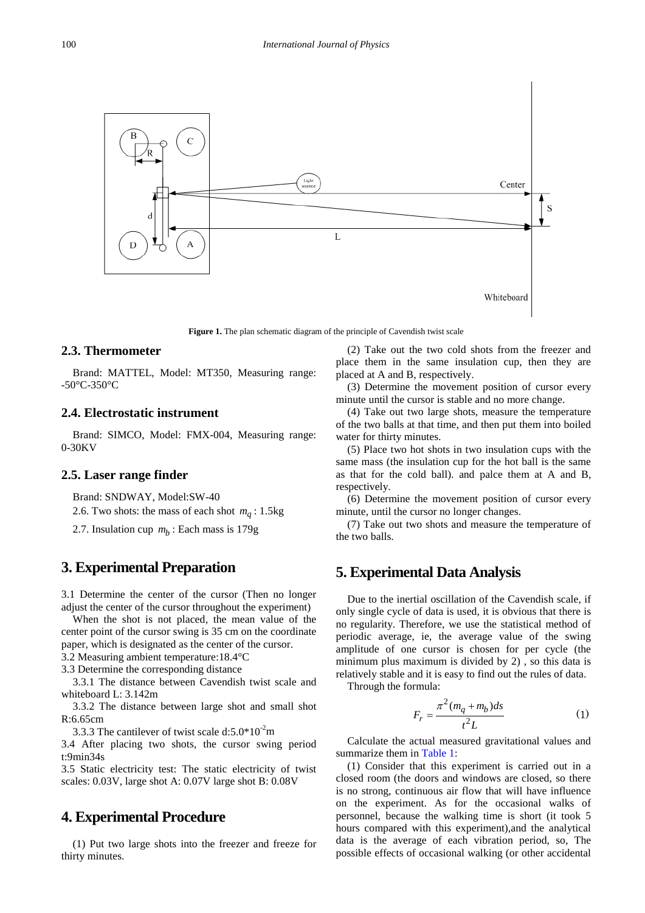Figure 1. The plan schematic diagram of the principle of Cavendish twist scale

### 2.3. Thermometer

Brand: MATTEL, Model: MT350, Measuring range: -50°C-350°C

### 2.4. Electrostatic instrument

Brand: SIMCO, Model: FMX-004, Measuring range: 0-30KV

### 2.5. Laser range finder

Brand: SNDWAY, Model:SW-40

2.6. Two shots: the mass of each shot $m_q$ : 1.5kg

2.7. Insulation cup $m_b$ : Each mass is 179g

## 3. Experimental Preparation

3.1 Determine the center of the cursor (Then no longer adjust the center of the cursor throughout the experiment)

When the shot is not placed, the mean value of the center point of the cursor swing is 35 cm on the coordinate paper, which is designated as the center of the cursor.

3.2 Measuring ambient temperature:18.4°C

3.3 Determine the corresponding distance

3.3.1 The distance between Cavendish twist scale and whiteboard L: 3.142m

3.3.2 The distance between large shot and small shot R:6.65cm

3.3.3 The cantilever of twist scale d:5.0*10$^{-2}$m

3.4 After placing two shots, the cursor swing period t:9min34s

3.5 Static electricity test: The static electricity of twist scales: 0.03V, large shot A: 0.07V large shot B: 0.08V

## 4. Experimental Procedure

(1) Put two large shots into the freezer and freeze for thirty minutes.

(2) Take out the two cold shots from the freezer and place them in the same insulation cup, then they are placed at A and B, respectively.

(3) Determine the movement position of cursor every minute until the cursor is stable and no more change.

(4) Take out two large shots, measure the temperature of the two balls at that time, and then put them into boiled water for thirty minutes.

(5) Place two hot shots in two insulation cups with the same mass (the insulation cup for the hot ball is the same as that for the cold ball). and palce them at A and B, respectively.

(6) Determine the movement position of cursor every minute, until the cursor no longer changes.

(7) Take out two shots and measure the temperature of the two balls.

## 5. Experimental Data Analysis

Due to the inertial oscillation of the Cavendish scale, if only single cycle of data is used, it is obvious that there is no regularity. Therefore, we use the statistical method of periodic average, ie, the average value of the swing amplitude of one cursor is chosen for per cycle (the minimum plus maximum is divided by 2) , so this data is relatively stable and it is easy to find out the rules of data.

Through the formula:

$$F_r = \frac{\pi^2 (m_q + m_b) ds}{t^2 L} \tag{1}$$

Calculate the actual measured gravitational values and summarize them in Table 1:

(1) Consider that this experiment is carried out in a closed room (the doors and windows are closed, so there is no strong, continuous air flow that will have influence on the experiment. As for the occasional walks of personnel, because the walking time is short (it took 5 hours compared with this experiment),and the analytical data is the average of each vibration period, so, The possible effects of occasional walking (or other accidental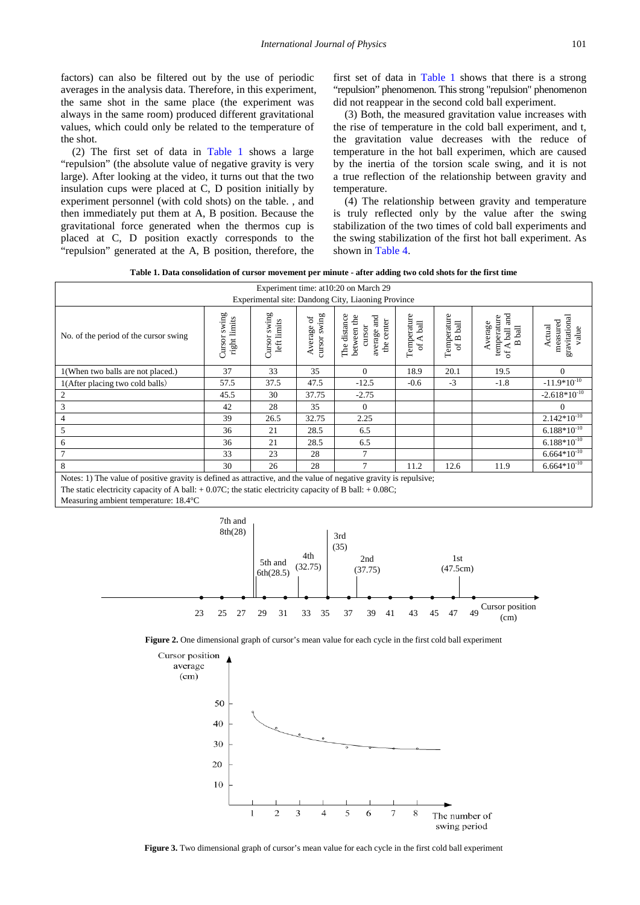factors) can also be filtered out by the use of periodic averages in the analysis data. Therefore, in this experiment, the same shot in the same place (the experiment was always in the same room) produced different gravitational values, which could only be related to the temperature of the shot.

(2) The first set of data in Table 1 shows a large "repulsion" (the absolute value of negative gravity is very large). After looking at the video, it turns out that the two insulation cups were placed at C, D position initially by experiment personnel (with cold shots) on the table. , and then immediately put them at A, B position. Because the gravitational force generated when the thermos cup is placed at C, D position exactly corresponds to the "repulsion" generated at the A, B position, therefore, the first set of data in Table 1 shows that there is a strong "repulsion" phenomenon. This strong "repulsion" phenomenon did not reappear in the second cold ball experiment.

(3) Both, the measured gravitation value increases with the rise of temperature in the cold ball experiment, and t, the gravitation value decreases with the reduce of temperature in the hot ball experimen, which are caused by the inertia of the torsion scale swing, and it is not a true reflection of the relationship between gravity and temperature.

(4) The relationship between gravity and temperature is truly reflected only by the value after the swing stabilization of the two times of cold ball experiments and the swing stabilization of the first hot ball experiment. As shown in Table 4.

**Table 1. Data consolidation of cursor movement per minute - after adding two cold shots for the first time**

Experiment time: at10:20 on March 29
Experimental site: Dandong City, Liaoning Province

| No. of the period of the cursor swing | Cursor swing right limits | Cursor swing left limits | Average of cursor swing | The distance between the cursor average and the center | Temperature of A ball | Temperature of B ball | Average temperature of A ball and B ball | Actual measured gravitational value |
|---|---|---|---|---|---|---|---|---|
| 1(When two balls are not placed.) | 37 | 33 | 35 | 0 | 18.9 | 20.1 | 19.5 | 0 |
| 1(After placing two cold balls) | 57.5 | 37.5 | 47.5 | -12.5 | -0.6 | -3 | -1.8 | $-11.9*10^{-10}$ |
| 2 | 45.5 | 30 | 37.75 | -2.75 | | | | $-2.618*10^{-10}$ |
| 3 | 42 | 28 | 35 | 0 | | | | 0 |
| 4 | 39 | 26.5 | 32.75 | 2.25 | | | | $2.142*10^{-10}$ |
| 5 | 36 | 21 | 28.5 | 6.5 | | | | $6.188*10^{-10}$ |
| 6 | 36 | 21 | 28.5 | 6.5 | | | | $6.188*10^{-10}$ |
| 7 | 33 | 23 | 28 | 7 | | | | $6.664*10^{-10}$ |
| 8 | 30 | 26 | 28 | 7 | 11.2 | 12.6 | 11.9 | $6.664*10^{-10}$ |

Notes: 1) The value of positive gravity is defined as attractive, and the value of negative gravity is repulsive;
The static electricity capacity of A ball: + 0.07C; the static electricity capacity of B ball: + 0.08C;
Measuring ambient temperature: 18.4°C

7th and 8th(28)
5th and 6th(28.5)
4th (32.75)
3rd (35)
2nd (37.75)
1st (47.5cm)
23 25 27 29 31 33 35 37 39 41 43 45 47 49
Cursor position (cm)

**Figure 2.** One dimensional graph of cursor's mean value for each cycle in the first cold ball experiment

Cursor position average (cm)
50
40
30
20
10
1 2 3 4 5 6 7 8
The number of swing period

**Figure 3.** Two dimensional graph of cursor's mean value for each cycle in the first cold ball experiment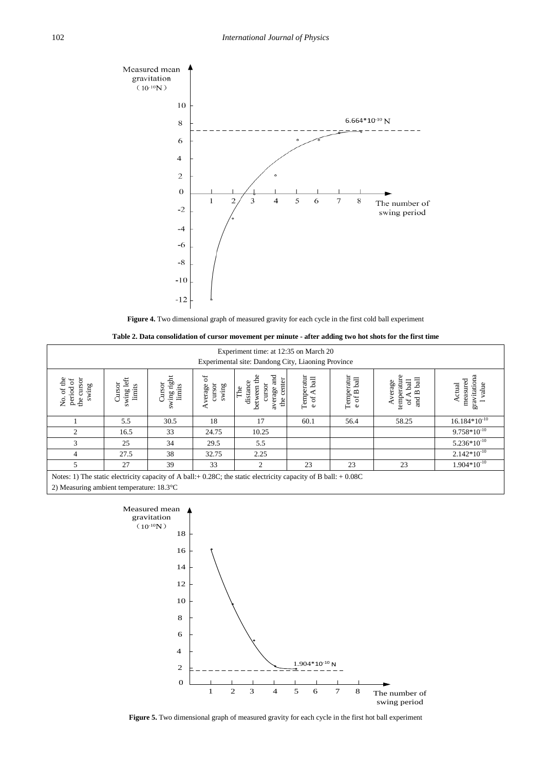Measured mean gravitation ($10^{-10}$N)

10

8

6

4

2

0

-2

-4

-6

-8

-10

-12

1 2 3 4 5 6 7 8

The number of swing period

$6.664*10^{-10}$ N

**Figure 4.** Two dimensional graph of measured gravity for each cycle in the first cold ball experiment

**Table 2. Data consolidation of cursor movement per minute - after adding two hot shots for the first time**

| Experiment time: at 12:35 on March 20<br>Experimental site: Dandong City, Liaoning Province | | | | | | | | |
|---|---|---|---|---|---|---|---|---|
| No. of the period of the cursor swing | Cursor swing left limits | Cursor swing right limits | Average of cursor swing | The distance between the cursor average and the center | Temperature of A ball | Temperature of B ball | Average temperature of A ball and B ball | Actual measured gravitational value |
| 1 | 5.5 | 30.5 | 18 | 17 | 60.1 | 56.4 | 58.25 | $16.184*10^{-10}$ |
| 2 | 16.5 | 33 | 24.75 | 10.25 | | | | $9.758*10^{-10}$ |
| 3 | 25 | 34 | 29.5 | 5.5 | | | | $5.236*10^{-10}$ |
| 4 | 27.5 | 38 | 32.75 | 2.25 | | | | $2.142*10^{-10}$ |
| 5 | 27 | 39 | 33 | 2 | 23 | 23 | 23 | $1.904*10^{-10}$ |

Notes: 1) The static electricity capacity of A ball:+ 0.28C; the static electricity capacity of B ball: + 0.08C

2) Measuring ambient temperature: 18.3°C

Measured mean gravitation ($10^{-10}$N)

18

16

14

12

10

8

6

4

2

0

1 2 3 4 5 6 7 8

The number of swing period

$1.904*10^{-10}$ N

**Figure 5.** Two dimensional graph of measured gravity for each cycle in the first hot ball experiment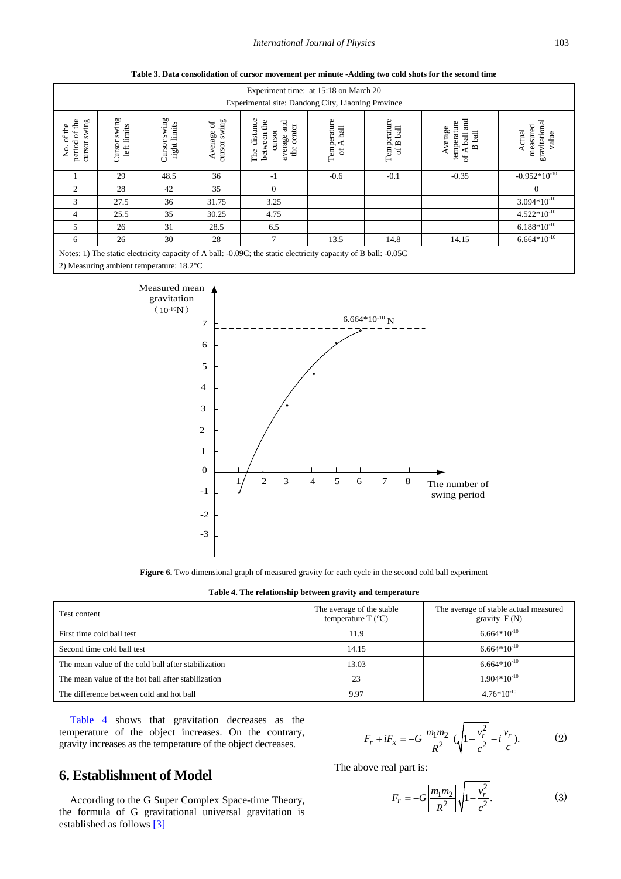**Table 3. Data consolidation of cursor movement per minute -Adding two cold shots for the second time**

| Experiment time: at 15:18 on March 20<br>Experimental site: Dandong City, Liaoning Province | | | | | | | | |
|---|---|---|---|---|---|---|---|---|
| No. of the period of the cursor swing | Cursor swing left limits | Cursor swing right limits | Average of cursor swing | The distance between the cursor average and the center | Temperature of A ball | Temperature of B ball | Average temperature of A ball and B ball | Actual measured gravitational value |
| 1 | 29 | 48.5 | 36 | -1 | -0.6 | -0.1 | -0.35 | $-0.952*10^{-10}$ |
| 2 | 28 | 42 | 35 | 0 | | | | 0 |
| 3 | 27.5 | 36 | 31.75 | 3.25 | | | | $3.094*10^{-10}$ |
| 4 | 25.5 | 35 | 30.25 | 4.75 | | | | $4.522*10^{-10}$ |
| 5 | 26 | 31 | 28.5 | 6.5 | | | | $6.188*10^{-10}$ |
| 6 | 26 | 30 | 28 | 7 | 13.5 | 14.8 | 14.15 | $6.664*10^{-10}$ |

Notes: 1) The static electricity capacity of A ball: -0.09C; the static electricity capacity of B ball: -0.05C
2) Measuring ambient temperature: 18.2°C

Measured mean gravitation ($10^{-10}$N)

$6.664*10^{-10}$ N

The number of swing period

**Figure 6.** Two dimensional graph of measured gravity for each cycle in the second cold ball experiment

**Table 4. The relationship between gravity and temperature**

| Test content | The average of the stable temperature T (°C) | The average of stable actual measured gravity F (N) |
|---|---|---|
| First time cold ball test | 11.9 | $6.664*10^{-10}$ |
| Second time cold ball test | 14.15 | $6.664*10^{-10}$ |
| The mean value of the cold ball after stabilization | 13.03 | $6.664*10^{-10}$ |
| The mean value of the hot ball after stabilization | 23 | $1.904*10^{-10}$ |
| The difference between cold and hot ball | 9.97 | $4.76*10^{-10}$ |

Table 4 shows that gravitation decreases as the temperature of the object increases. On the contrary, gravity increases as the temperature of the object decreases.

# 6. Establishment of Model

According to the G Super Complex Space-time Theory, the formula of G gravitational universal gravitation is established as follows [3]

$$F_r + iF_x = -G\left|\frac{m_1 m_2}{R^2}\right|\left(\sqrt{1-\frac{v_r^2}{c^2}} - i\frac{v_r}{c}\right). \tag{2}$$

The above real part is:

$$F_r = -G\left|\frac{m_1 m_2}{R^2}\right|\sqrt{1-\frac{v_r^2}{c^2}}. \tag{3}$$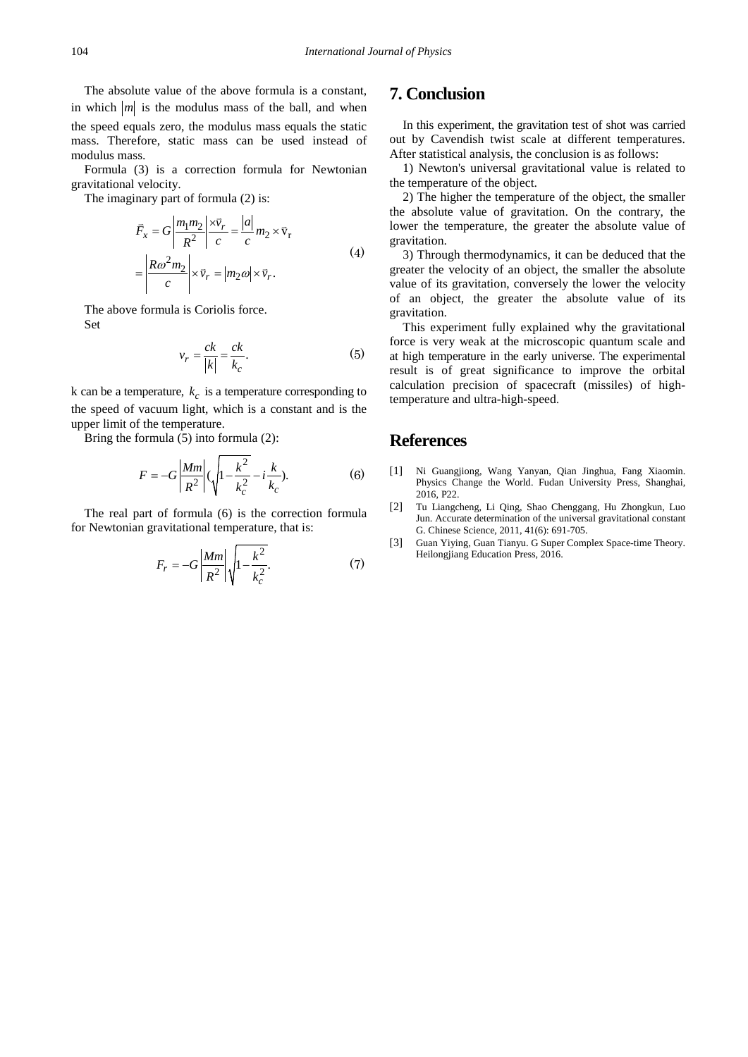The absolute value of the above formula is a constant, in which $|m|$ is the modulus mass of the ball, and when the speed equals zero, the modulus mass equals the static mass. Therefore, static mass can be used instead of modulus mass.

Formula (3) is a correction formula for Newtonian gravitational velocity.

The imaginary part of formula (2) is:

$$\vec{F}_x = G\left|\frac{m_1 m_2}{R^2}\right|\frac{\times\vec{v}_r}{c} = \frac{|a|}{c}m_2 \times \vec{v}_r$$
$$= \left|\frac{R\omega^2 m_2}{c}\right| \times \vec{v}_r = |m_2\omega| \times \vec{v}_r. \tag{4}$$

The above formula is Coriolis force.

Set

$$v_r = \frac{ck}{|k|} = \frac{ck}{k_c}. \tag{5}$$

k can be a temperature, $k_c$ is a temperature corresponding to the speed of vacuum light, which is a constant and is the upper limit of the temperature.

Bring the formula (5) into formula (2):

$$F = -G\left|\frac{Mm}{R^2}\right|\left(\sqrt{1-\frac{k^2}{k_c^2}} - i\frac{k}{k_c}\right). \tag{6}$$

The real part of formula (6) is the correction formula for Newtonian gravitational temperature, that is:

$$F_r = -G\left|\frac{Mm}{R^2}\right|\sqrt{1-\frac{k^2}{k_c^2}}. \tag{7}$$

## 7. Conclusion

In this experiment, the gravitation test of shot was carried out by Cavendish twist scale at different temperatures. After statistical analysis, the conclusion is as follows:

1) Newton's universal gravitational value is related to the temperature of the object.

2) The higher the temperature of the object, the smaller the absolute value of gravitation. On the contrary, the lower the temperature, the greater the absolute value of gravitation.

3) Through thermodynamics, it can be deduced that the greater the velocity of an object, the smaller the absolute value of its gravitation, conversely the lower the velocity of an object, the greater the absolute value of its gravitation.

This experiment fully explained why the gravitational force is very weak at the microscopic quantum scale and at high temperature in the early universe. The experimental result is of great significance to improve the orbital calculation precision of spacecraft (missiles) of high-temperature and ultra-high-speed.

## References

[1] Ni Guangjiong, Wang Yanyan, Qian Jinghua, Fang Xiaomin. Physics Change the World. Fudan University Press, Shanghai, 2016, P22.

[2] Tu Liangcheng, Li Qing, Shao Chenggang, Hu Zhongkun, Luo Jun. Accurate determination of the universal gravitational constant G. Chinese Science, 2011, 41(6): 691-705.

[3] Guan Yiying, Guan Tianyu. G Super Complex Space-time Theory. Heilongjiang Education Press, 2016.